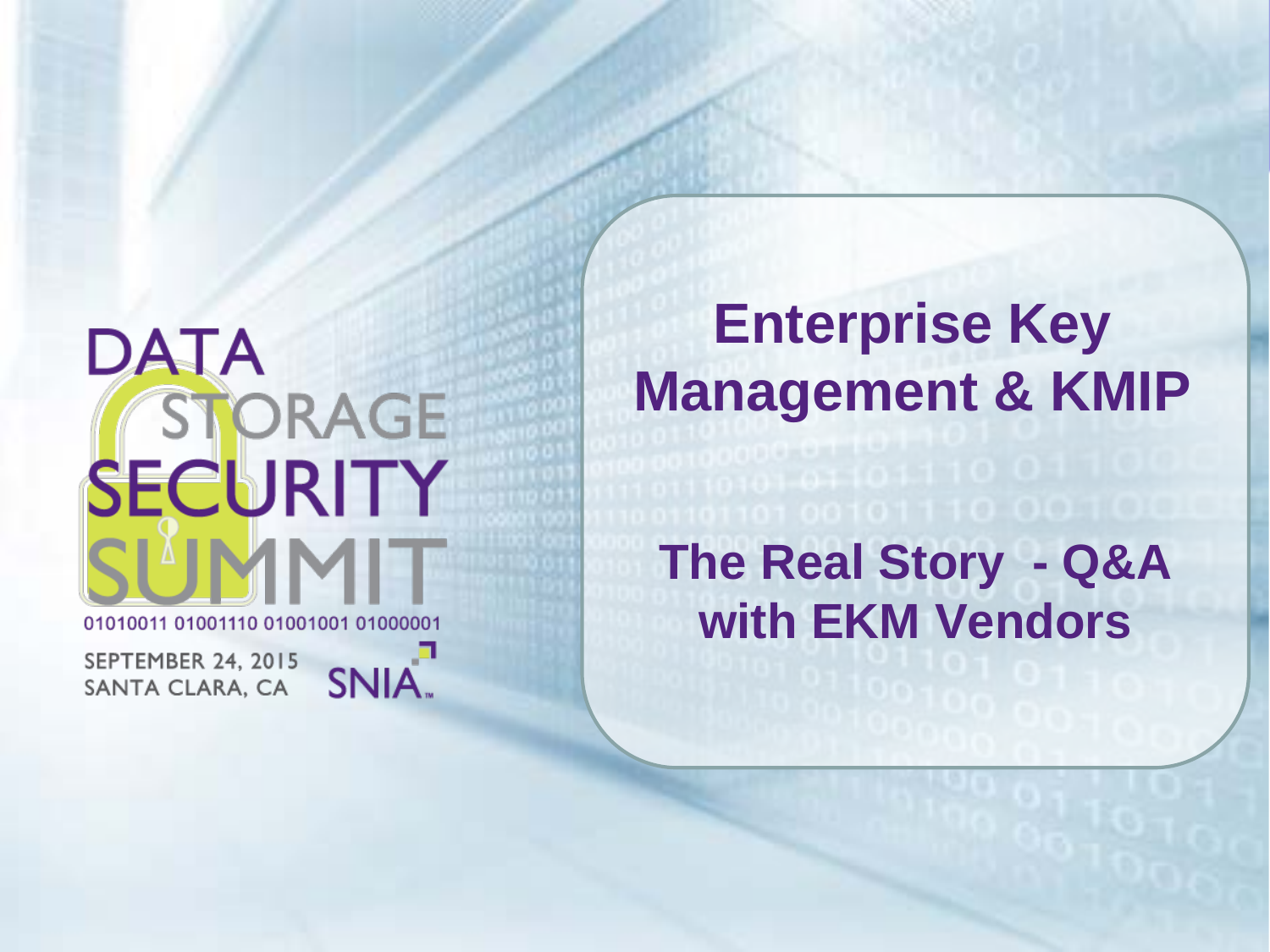DATA STORAGE SECURITY SUMMIT

01010011 01001110 01001001 01000001

SEPTEMBER 24, 2015
SANTA CLARA, CA

SNIA

# Enterprise Key Management & KMIP

## The Real Story - Q&A with EKM Vendors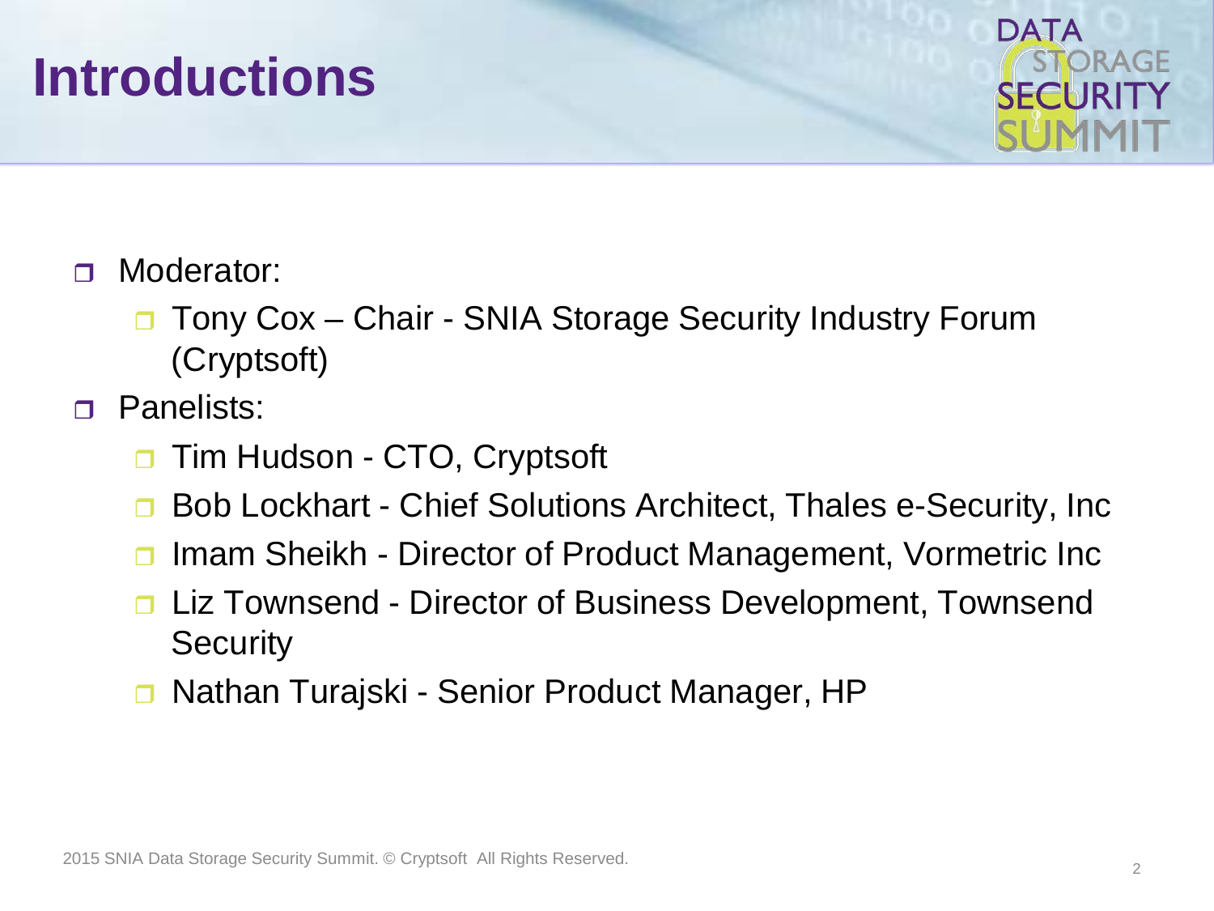# Introductions

- Moderator:
  - Tony Cox – Chair - SNIA Storage Security Industry Forum (Cryptsoft)
- Panelists:
  - Tim Hudson - CTO, Cryptsoft
  - Bob Lockhart - Chief Solutions Architect, Thales e-Security, Inc
  - Imam Sheikh - Director of Product Management, Vormetric Inc
  - Liz Townsend - Director of Business Development, Townsend Security
  - Nathan Turajski - Senior Product Manager, HP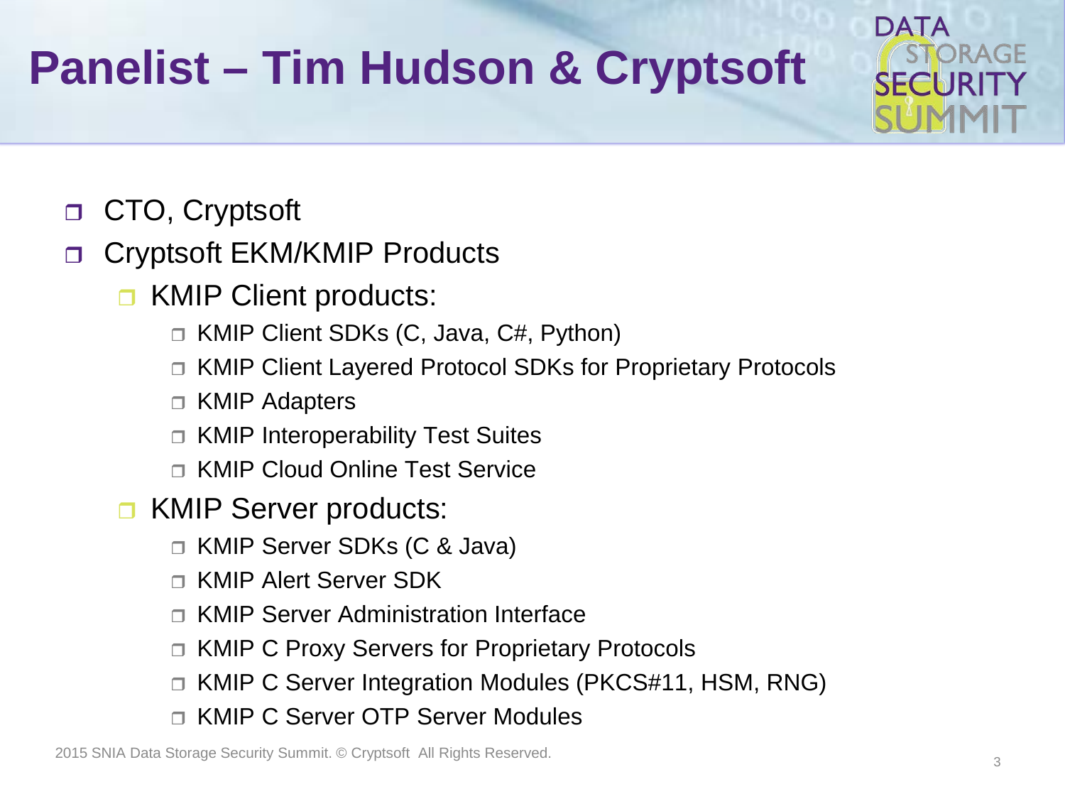# Panelist – Tim Hudson & Cryptsoft

- CTO, Cryptsoft
- Cryptsoft EKM/KMIP Products
  - KMIP Client products:
    - KMIP Client SDKs (C, Java, C#, Python)
    - KMIP Client Layered Protocol SDKs for Proprietary Protocols
    - KMIP Adapters
    - KMIP Interoperability Test Suites
    - KMIP Cloud Online Test Service
  - KMIP Server products:
    - KMIP Server SDKs (C & Java)
    - KMIP Alert Server SDK
    - KMIP Server Administration Interface
    - KMIP C Proxy Servers for Proprietary Protocols
    - KMIP C Server Integration Modules (PKCS#11, HSM, RNG)
    - KMIP C Server OTP Server Modules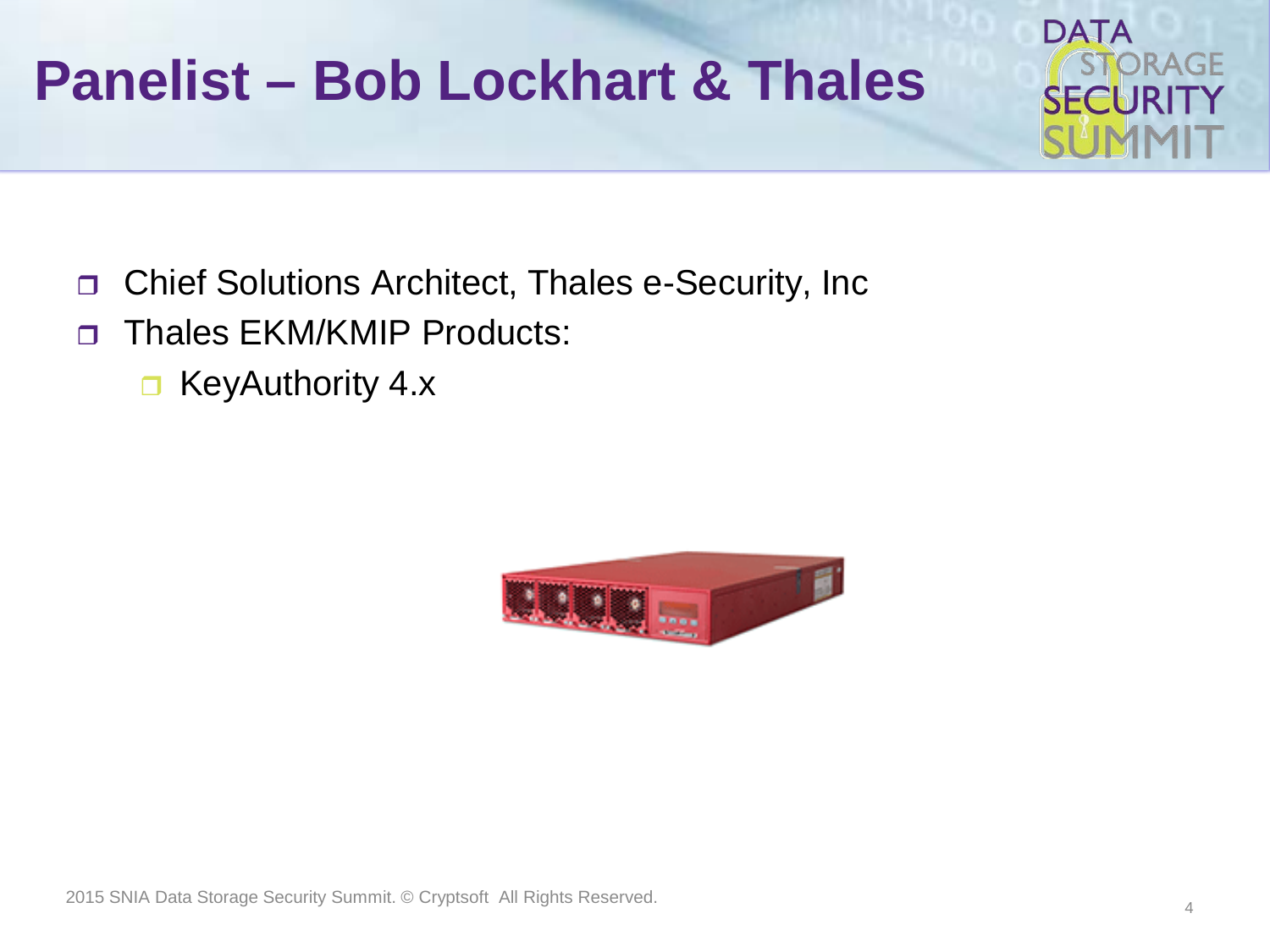# Panelist – Bob Lockhart & Thales

- Chief Solutions Architect, Thales e-Security, Inc
- Thales EKM/KMIP Products:
  - KeyAuthority 4.x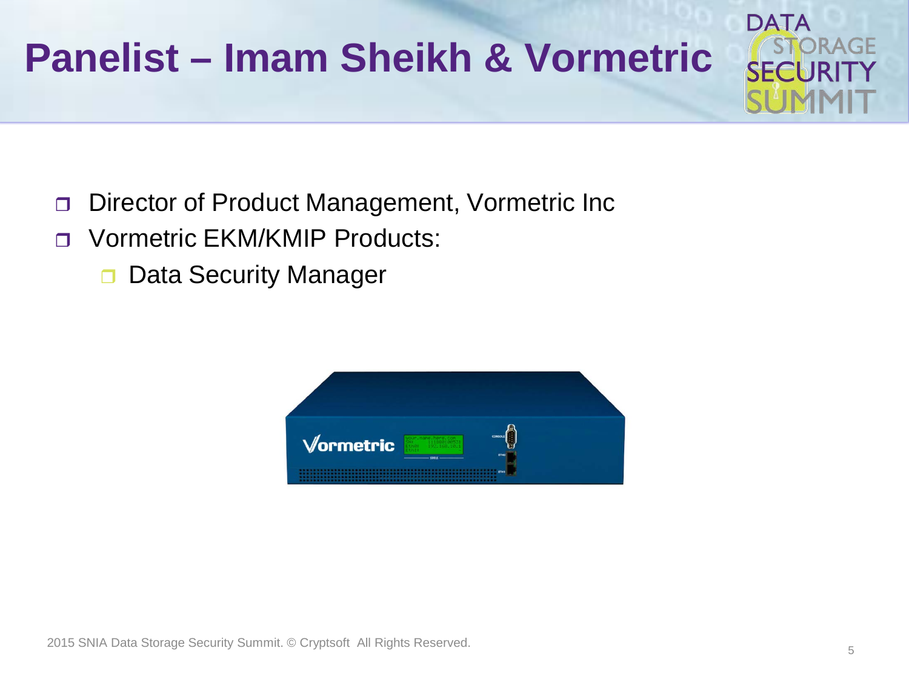# Panelist – Imam Sheikh & Vormetric

- Director of Product Management, Vormetric Inc
- Vormetric EKM/KMIP Products:
  - Data Security Manager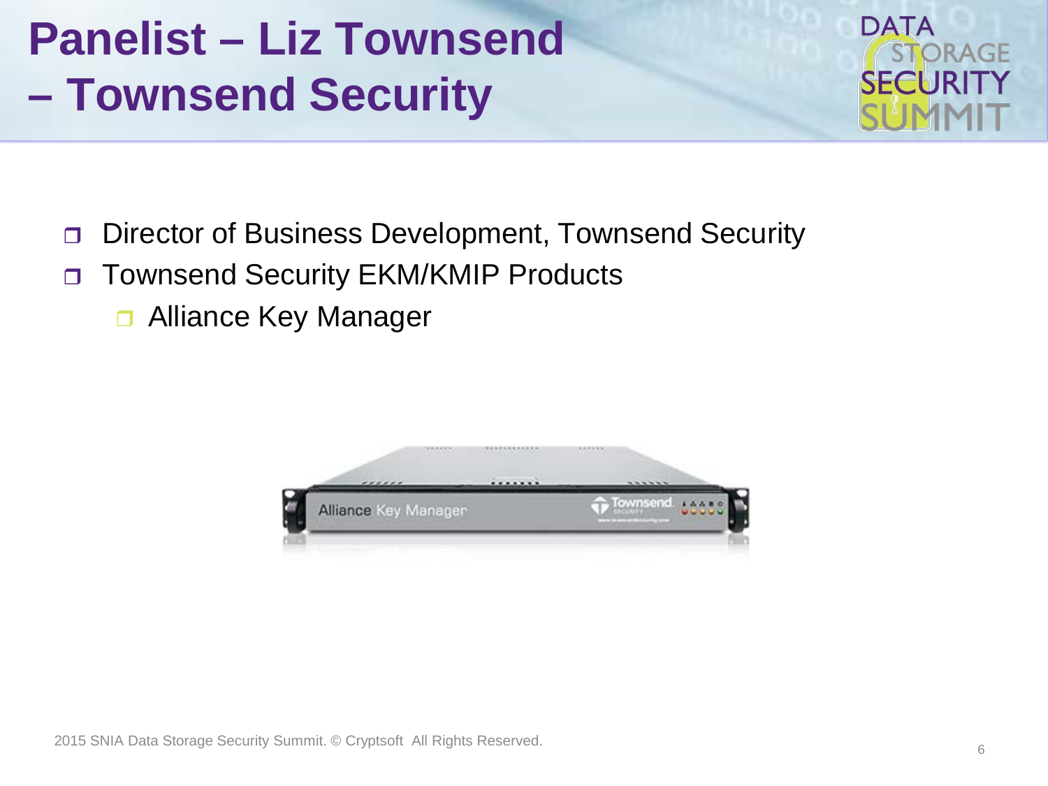# Panelist – Liz Townsend – Townsend Security

- Director of Business Development, Townsend Security
- Townsend Security EKM/KMIP Products
  - Alliance Key Manager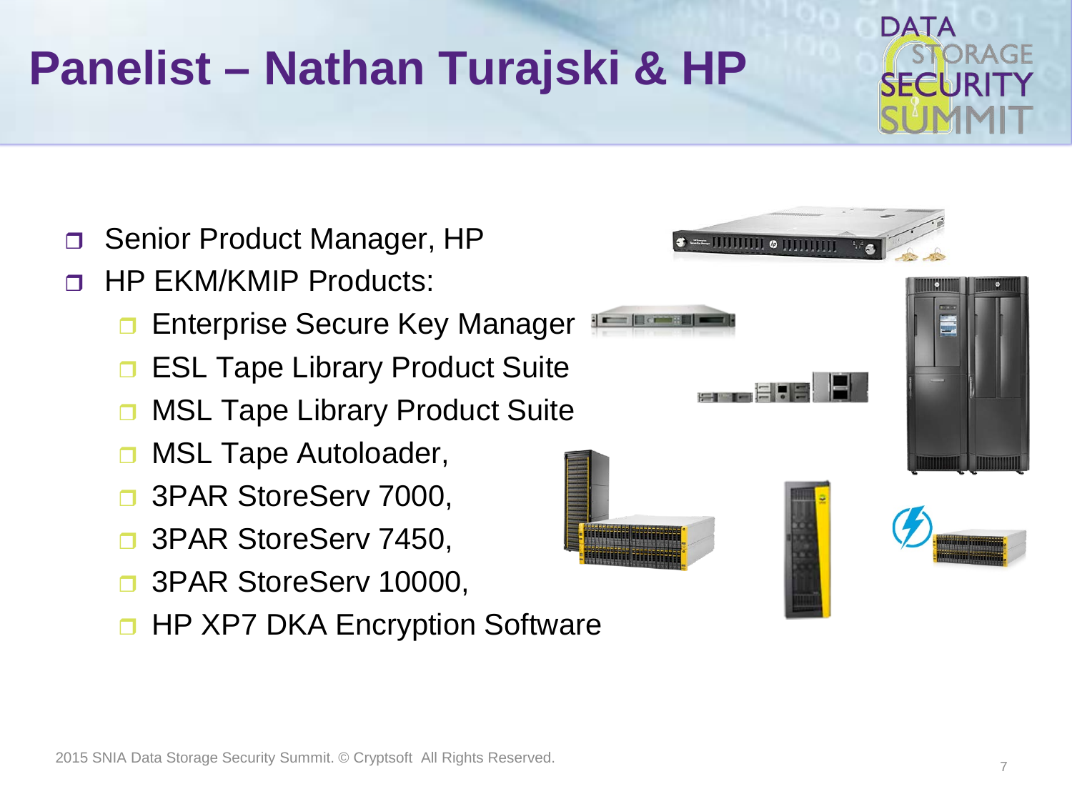# Panelist – Nathan Turajski & HP

- Senior Product Manager, HP
- HP EKM/KMIP Products:
  - Enterprise Secure Key Manager
  - ESL Tape Library Product Suite
  - MSL Tape Library Product Suite
  - MSL Tape Autoloader,
  - 3PAR StoreServ 7000,
  - 3PAR StoreServ 7450,
  - 3PAR StoreServ 10000,
  - HP XP7 DKA Encryption Software

2015 SNIA Data Storage Security Summit. © Cryptsoft All Rights Reserved.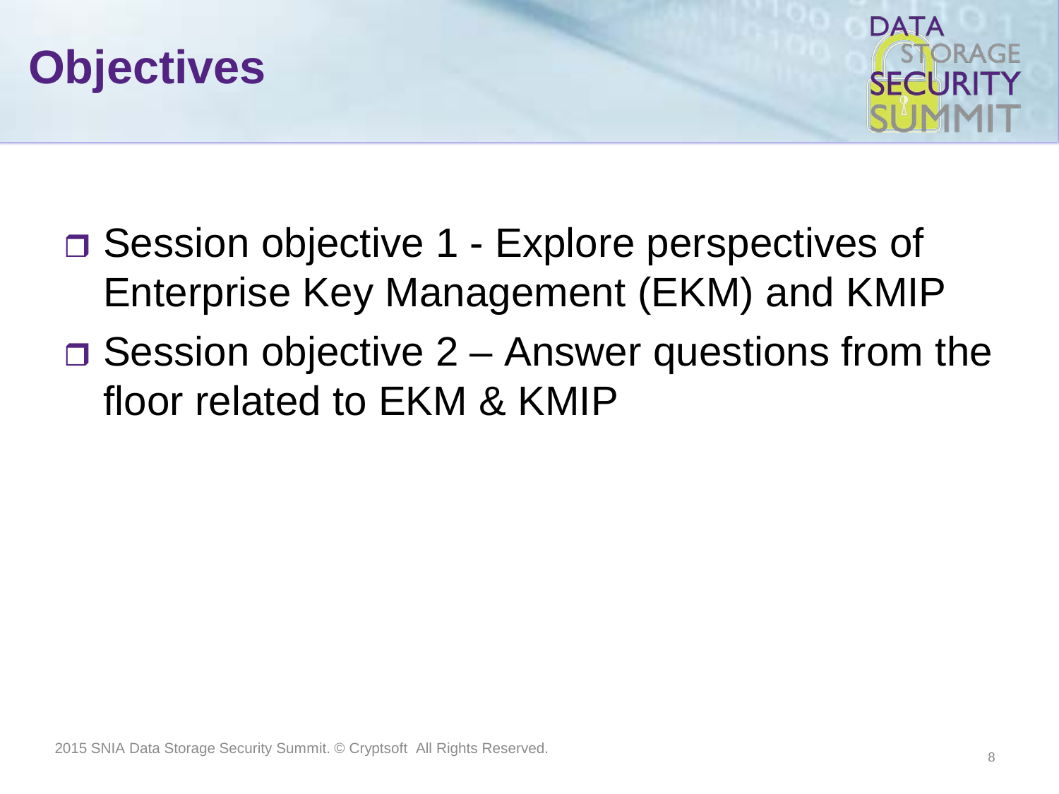# Objectives

- Session objective 1 - Explore perspectives of Enterprise Key Management (EKM) and KMIP
- Session objective 2 – Answer questions from the floor related to EKM & KMIP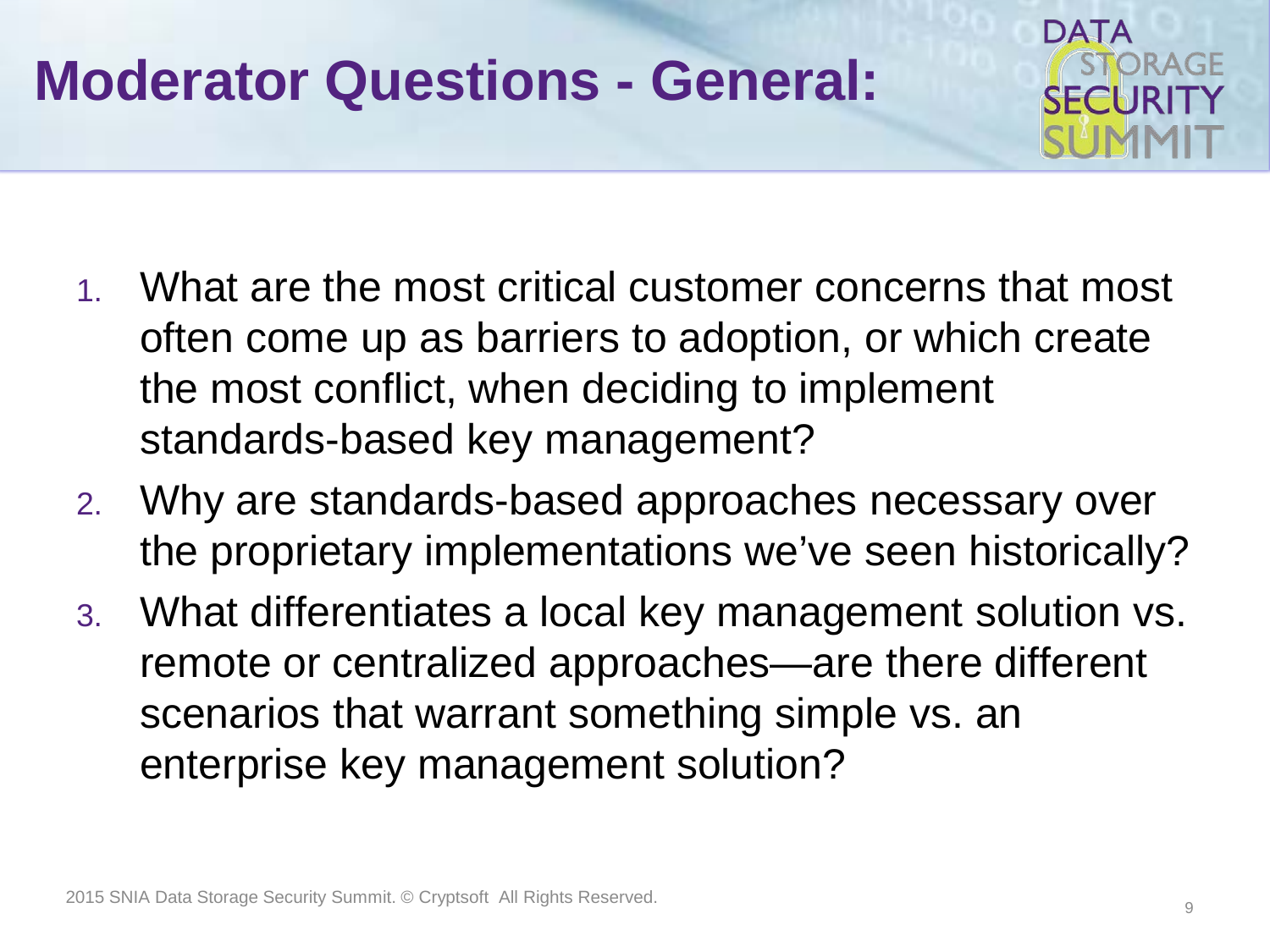# Moderator Questions - General:

1. What are the most critical customer concerns that most often come up as barriers to adoption, or which create the most conflict, when deciding to implement standards-based key management?
2. Why are standards-based approaches necessary over the proprietary implementations we've seen historically?
3. What differentiates a local key management solution vs. remote or centralized approaches—are there different scenarios that warrant something simple vs. an enterprise key management solution?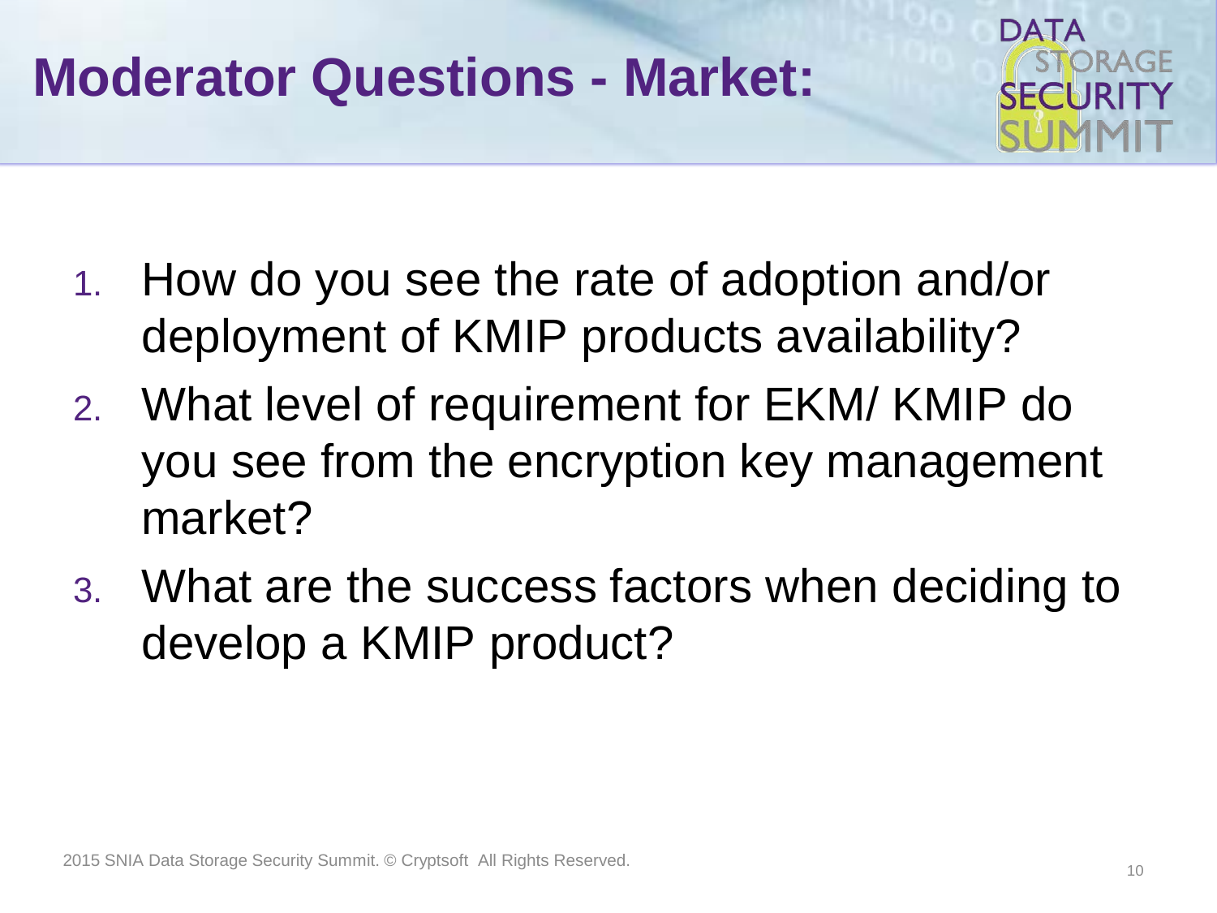# Moderator Questions - Market:

1. How do you see the rate of adoption and/or deployment of KMIP products availability?
2. What level of requirement for EKM/ KMIP do you see from the encryption key management market?
3. What are the success factors when deciding to develop a KMIP product?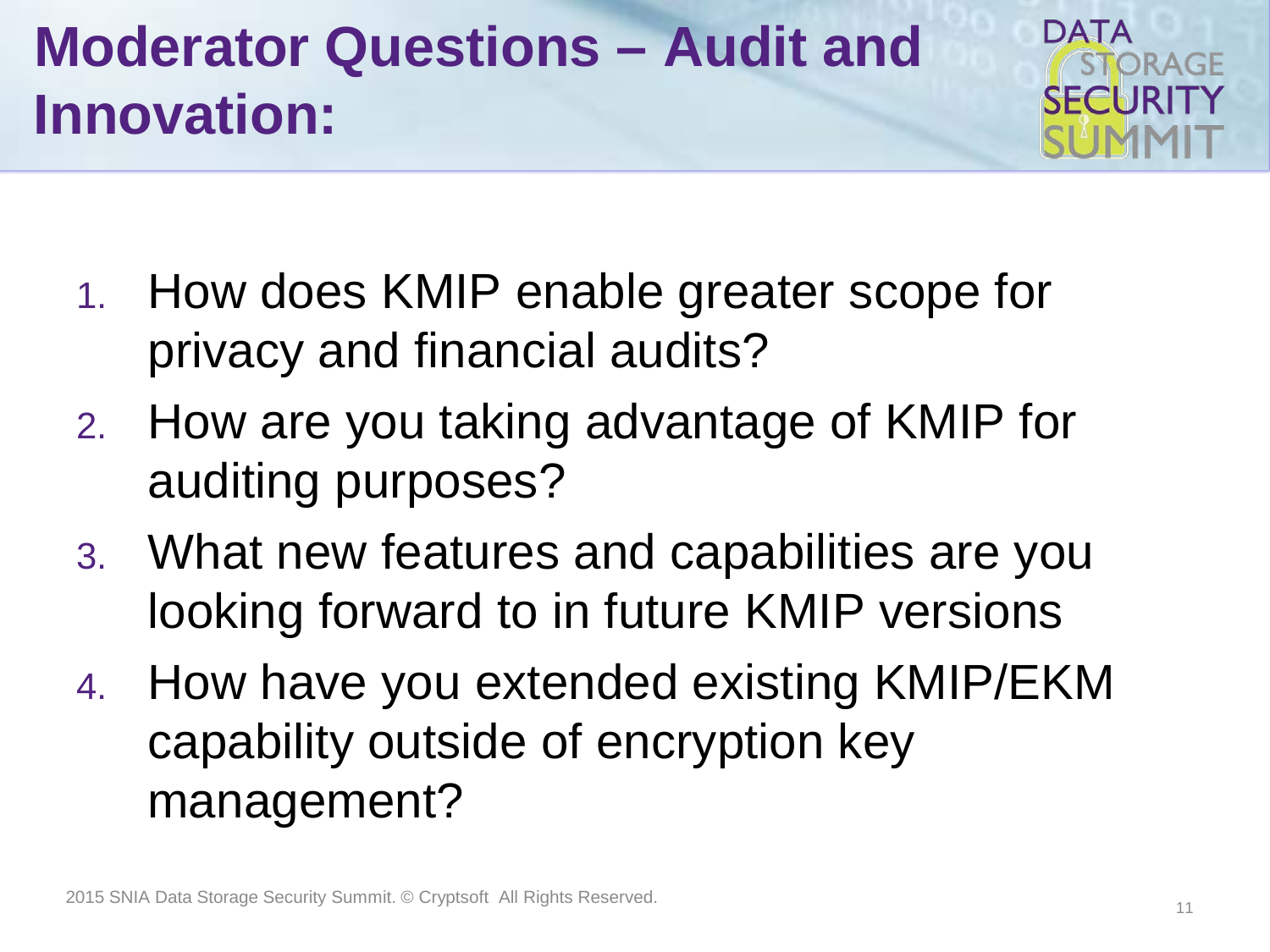# Moderator Questions – Audit and Innovation:

1. How does KMIP enable greater scope for privacy and financial audits?
2. How are you taking advantage of KMIP for auditing purposes?
3. What new features and capabilities are you looking forward to in future KMIP versions
4. How have you extended existing KMIP/EKM capability outside of encryption key management?

2015 SNIA Data Storage Security Summit. © Cryptsoft All Rights Reserved.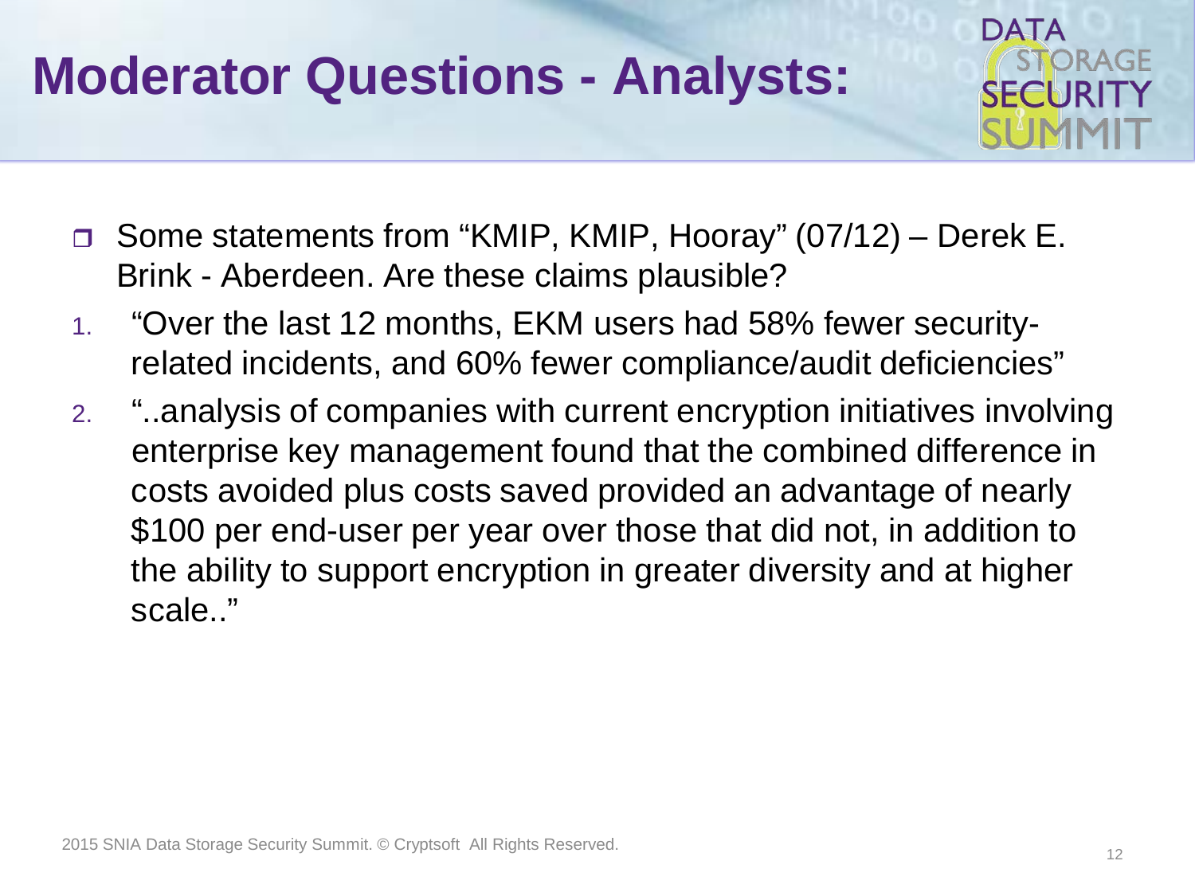# Moderator Questions - Analysts:

- Some statements from "KMIP, KMIP, Hooray" (07/12) – Derek E. Brink - Aberdeen. Are these claims plausible?

1. "Over the last 12 months, EKM users had 58% fewer security-related incidents, and 60% fewer compliance/audit deficiencies"
2. "..analysis of companies with current encryption initiatives involving enterprise key management found that the combined difference in costs avoided plus costs saved provided an advantage of nearly $100 per end-user per year over those that did not, in addition to the ability to support encryption in greater diversity and at higher scale.."

2015 SNIA Data Storage Security Summit. © Cryptsoft All Rights Reserved.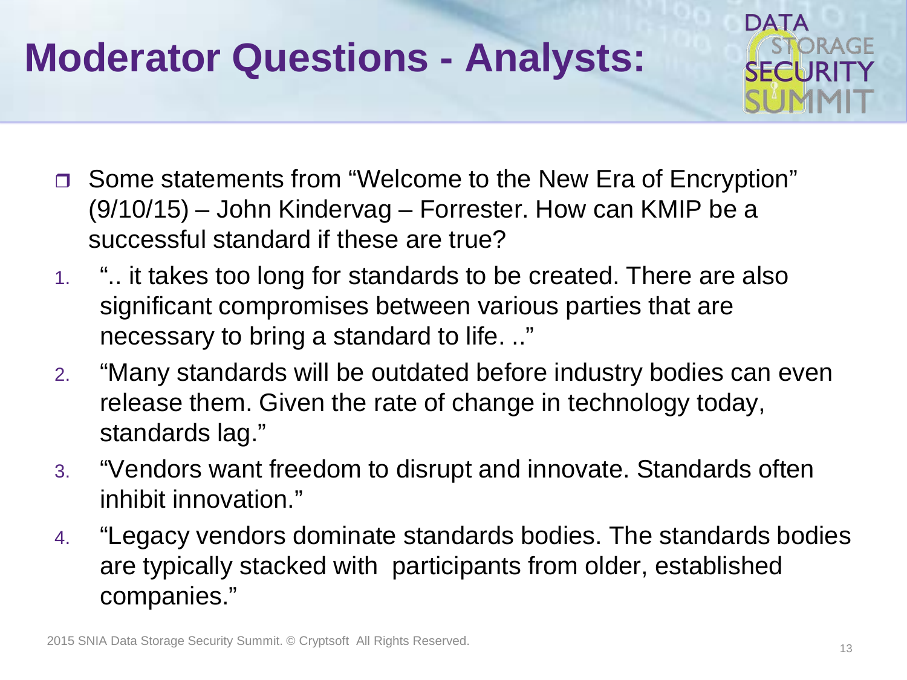# Moderator Questions - Analysts:

- Some statements from “Welcome to the New Era of Encryption” (9/10/15) – John Kindervag – Forrester. How can KMIP be a successful standard if these are true?

1. “.. it takes too long for standards to be created. There are also significant compromises between various parties that are necessary to bring a standard to life. ..”
2. “Many standards will be outdated before industry bodies can even release them. Given the rate of change in technology today, standards lag.”
3. “Vendors want freedom to disrupt and innovate. Standards often inhibit innovation.”
4. “Legacy vendors dominate standards bodies. The standards bodies are typically stacked with participants from older, established companies.”

2015 SNIA Data Storage Security Summit. © Cryptsoft All Rights Reserved.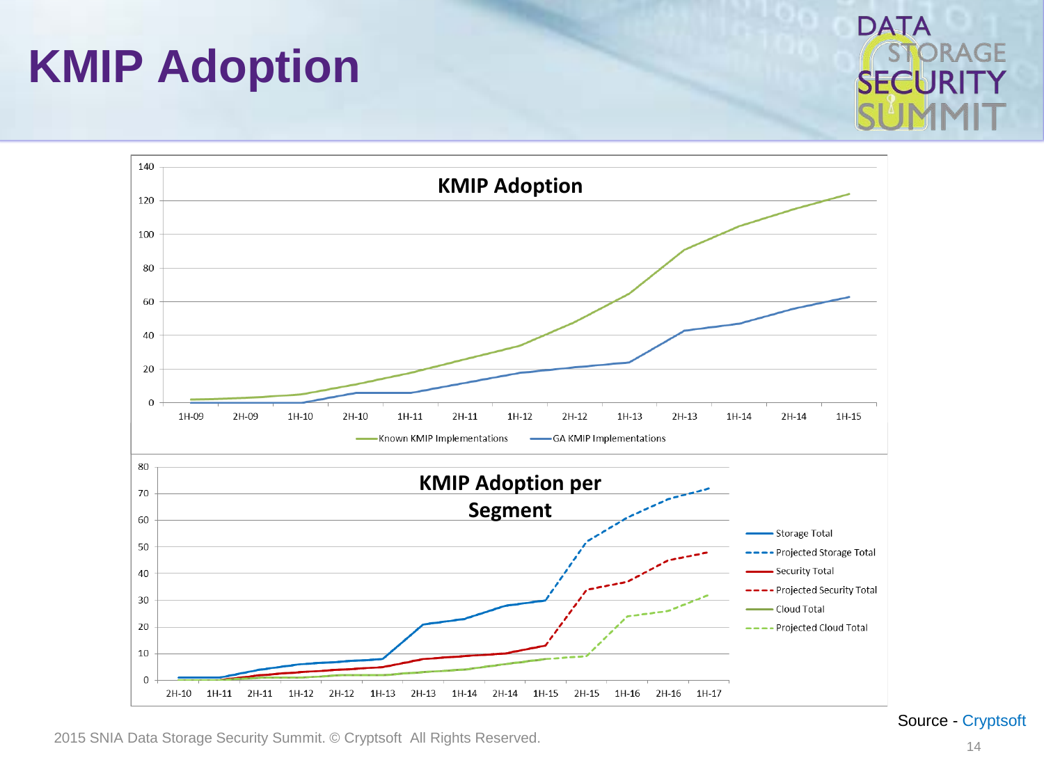# KMIP Adoption

**KMIP Adoption**

140
120
100
80
60
40
20
0

1H-09 2H-09 1H-10 2H-10 1H-11 2H-11 1H-12 2H-12 1H-13 2H-13 1H-14 2H-14 1H-15

Known KMIP Implementations — GA KMIP Implementations

**KMIP Adoption per Segment**

80
70
60
50
40
30
20
10
0

2H-10 1H-11 2H-11 1H-12 2H-12 1H-13 2H-13 1H-14 2H-14 1H-15 2H-15 1H-16 2H-16 1H-17

- Storage Total
- Projected Storage Total
- Security Total
- Projected Security Total
- Cloud Total
- Projected Cloud Total

Source - Cryptsoft

2015 SNIA Data Storage Security Summit. © Cryptsoft All Rights Reserved.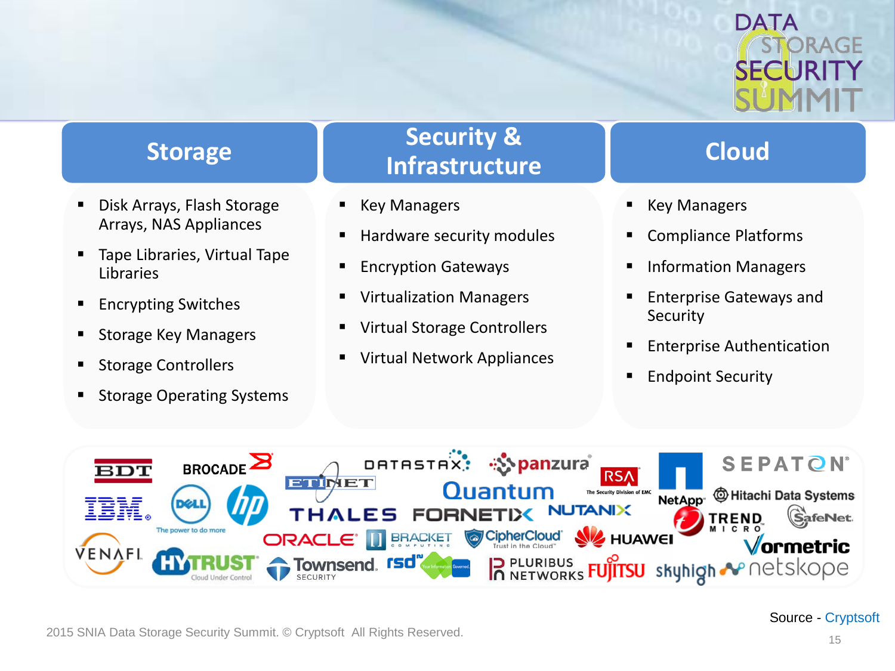## Storage

- Disk Arrays, Flash Storage Arrays, NAS Appliances
- Tape Libraries, Virtual Tape Libraries
- Encrypting Switches
- Storage Key Managers
- Storage Controllers
- Storage Operating Systems

## Security & Infrastructure

- Key Managers
- Hardware security modules
- Encryption Gateways
- Virtualization Managers
- Virtual Storage Controllers
- Virtual Network Appliances

## Cloud

- Key Managers
- Compliance Platforms
- Information Managers
- Enterprise Gateways and Security
- Enterprise Authentication
- Endpoint Security

BDT, BROCADE, IBM, DELL, hp, VENAFI, HYTRUST, ETINET, DATASTAX, panzura, Quantum, THALES, FORNETIX, ORACLE, BRACKET COMPUTING, CipherCloud, Townsend Security, rsd, PLURIBUS NETWORKS, RSA, NUTANIX, NetApp, HUAWEI, FUJITSU, skyhigh, SEPATON, Hitachi Data Systems, TREND MICRO, SafeNet, Vormetric, netskope

2015 SNIA Data Storage Security Summit. © Cryptsoft All Rights Reserved.

Source - Cryptsoft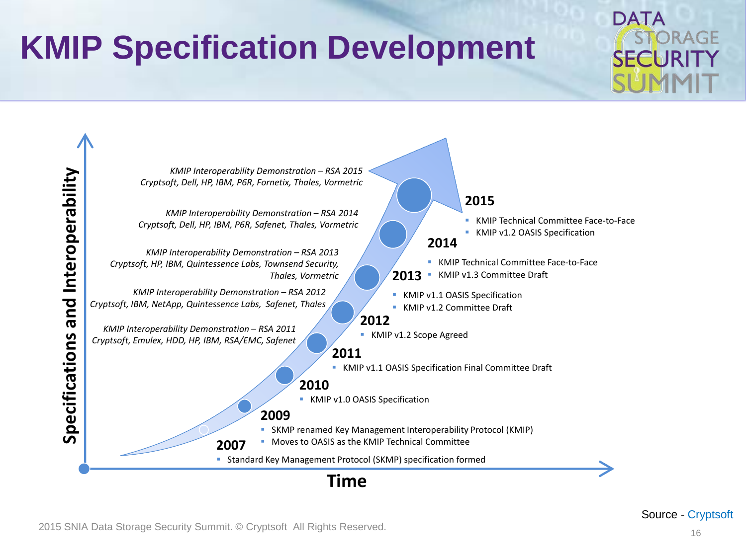# KMIP Specification Development

**Specifications and Interoperability**

*KMIP Interoperability Demonstration – RSA 2015*
*Cryptsoft, Dell, HP, IBM, P6R, Fornetix, Thales, Vormetric*

*KMIP Interoperability Demonstration – RSA 2014*
*Cryptsoft, Dell, HP, IBM, P6R, Safenet, Thales, Vormetric*

*KMIP Interoperability Demonstration – RSA 2013*
*Cryptsoft, HP, IBM, Quintessence Labs, Townsend Security, Thales, Vormetric*

*KMIP Interoperability Demonstration – RSA 2012*
*Cryptsoft, IBM, NetApp, Quintessence Labs, Safenet, Thales*

*KMIP Interoperability Demonstration – RSA 2011*
*Cryptsoft, Emulex, HDD, HP, IBM, RSA/EMC, Safenet*

**2015**
- KMIP Technical Committee Face-to-Face
- KMIP v1.2 OASIS Specification

**2014**
- KMIP Technical Committee Face-to-Face
- KMIP v1.3 Committee Draft

**2013**
- KMIP v1.1 OASIS Specification
- KMIP v1.2 Committee Draft

**2012**
- KMIP v1.2 Scope Agreed

**2011**
- KMIP v1.1 OASIS Specification Final Committee Draft

**2010**
- KMIP v1.0 OASIS Specification

**2009**
- SKMP renamed Key Management Interoperability Protocol (KMIP)
- Moves to OASIS as the KMIP Technical Committee

**2007**
- Standard Key Management Protocol (SKMP) specification formed

**Time**

Source - Cryptsoft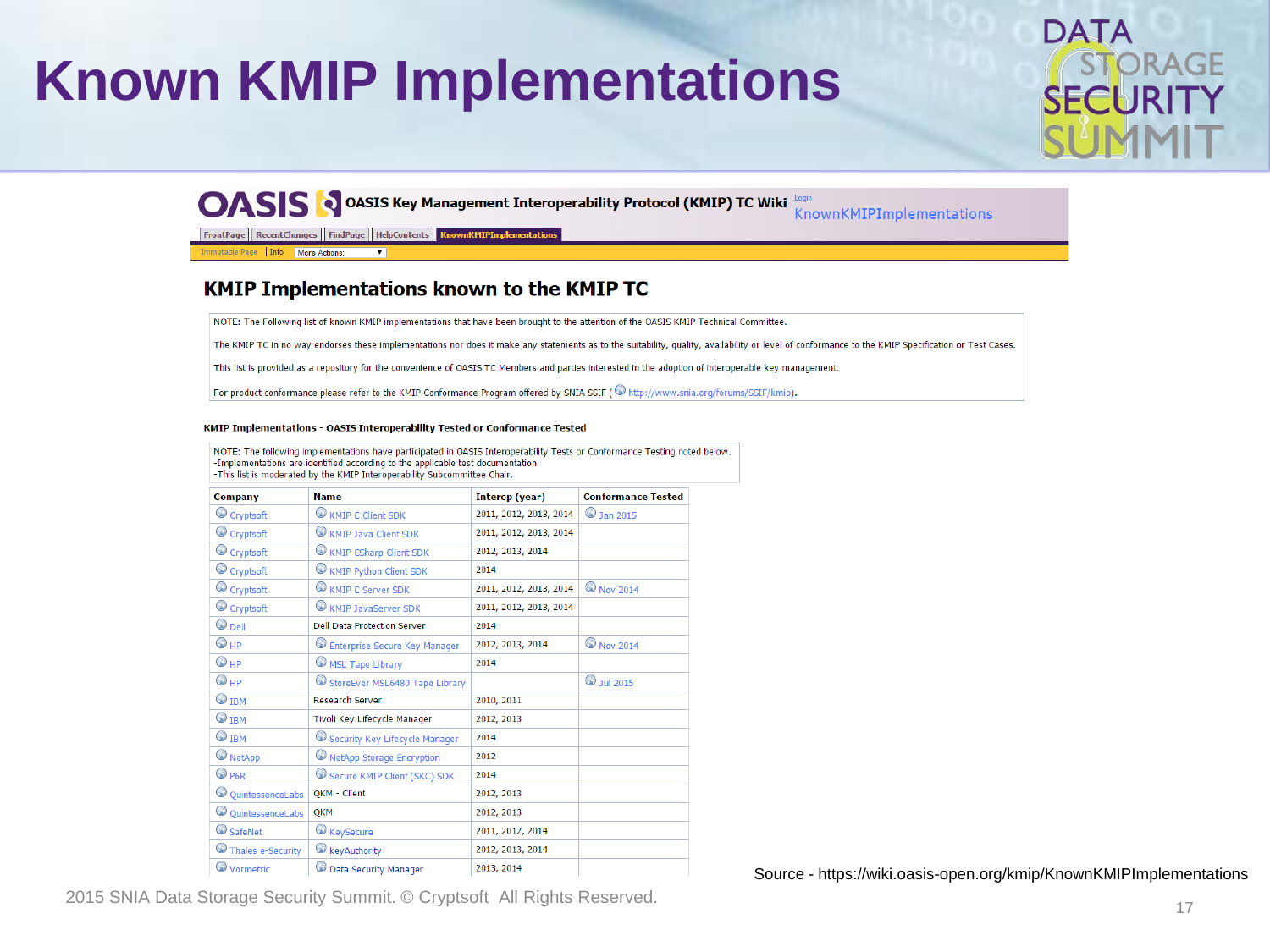# Known KMIP Implementations

OASIS Key Management Interoperability Protocol (KMIP) TC Wiki

KnownKMIPImplementations

FrontPage | RecentChanges | FindPage | HelpContents | KnownKMIPImplementations

Immutable Page | Info | More Actions:

## KMIP Implementations known to the KMIP TC

NOTE: The Following list of known KMIP implementations that have been brought to the attention of the OASIS KMIP Technical Committee.

The KMIP TC in no way endorses these implementations nor does it make any statements as to the suitability, quality, availability or level of conformance to the KMIP Specification or Test Cases.

This list is provided as a repository for the convenience of OASIS TC Members and parties interested in the adoption of interoperable key management.

For product conformance please refer to the KMIP Conformance Program offered by SNIA SSIF ( http://www.snia.org/forums/SSIF/kmip).

### KMIP Implementations - OASIS Interoperability Tested or Conformance Tested

NOTE: The following implementations have participated in OASIS Interoperability Tests or Conformance Testing noted below.
-Implementations are identified according to the applicable test documentation.
-This list is moderated by the KMIP Interoperability Subcommittee Chair.

| Company | Name | Interop (year) | Conformance Tested |
|---|---|---|---|
| Cryptsoft | KMIP C Client SDK | 2011, 2012, 2013, 2014 | Jan 2015 |
| Cryptsoft | KMIP Java Client SDK | 2011, 2012, 2013, 2014 | |
| Cryptsoft | KMIP CSharp Client SDK | 2012, 2013, 2014 | |
| Cryptsoft | KMIP Python Client SDK | 2014 | |
| Cryptsoft | KMIP C Server SDK | 2011, 2012, 2013, 2014 | Nov 2014 |
| Cryptsoft | KMIP JavaServer SDK | 2011, 2012, 2013, 2014 | |
| Dell | Dell Data Protection Server | 2014 | |
| HP | Enterprise Secure Key Manager | 2012, 2013, 2014 | Nov 2014 |
| HP | MSL Tape Library | 2014 | |
| HP | StoreEver MSL6480 Tape Library | | Jul 2015 |
| IBM | Research Server | 2010, 2011 | |
| IBM | Tivoli Key Lifecycle Manager | 2012, 2013 | |
| IBM | Security Key Lifecycle Manager | 2014 | |
| NetApp | NetApp Storage Encryption | 2012 | |
| P6R | Secure KMIP Client (SKC) SDK | 2014 | |
| QuintessenceLabs | QKM - Client | 2012, 2013 | |
| QuintessenceLabs | QKM | 2012, 2013 | |
| SafeNet | KeySecure | 2011, 2012, 2014 | |
| Thales e-Security | keyAuthority | 2012, 2013, 2014 | |
| Vormetric | Data Security Manager | 2013, 2014 | |

Source - https://wiki.oasis-open.org/kmip/KnownKMIPImplementations

2015 SNIA Data Storage Security Summit. © Cryptsoft All Rights Reserved.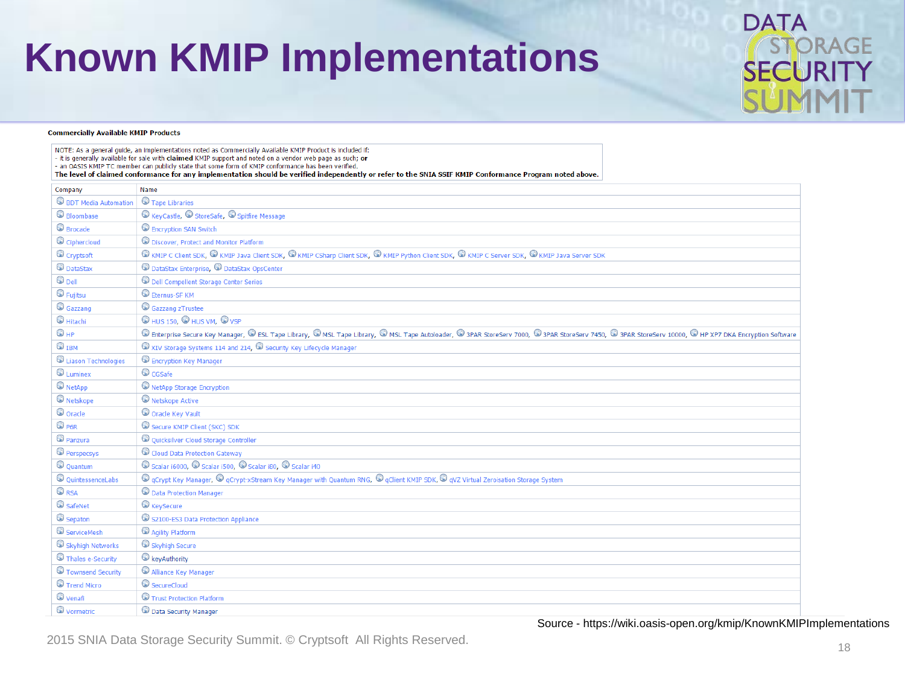# Known KMIP Implementations

**Commercially Available KMIP Products**

NOTE: As a general guide, an implementations noted as Commercially Available KMIP Product is included if:
- it is generally available for sale with **claimed** KMIP support and noted on a vendor web page as such; **or**
- an OASIS KMIP TC member can publicly state that some form of KMIP conformance has been verified.

**The level of claimed conformance for any implementation should be verified independently or refer to the SNIA SSIF KMIP Conformance Program noted above.**

| Company | Name |
|---|---|
| BDT Media Automation | Tape Libraries |
| Bloombase | KeyCastle, StoreSafe, Spitfire Message |
| Brocade | Encryption SAN Switch |
| Ciphercloud | Discover, Protect and Monitor Platform |
| Cryptsoft | KMIP C Client SDK, KMIP Java Client SDK, KMIP CSharp Client SDK, KMIP Python Client SDK, KMIP C Server SDK, KMIP Java Server SDK |
| DataStax | DataStax Enterprise, DataStax OpsCenter |
| Dell | Dell Compellent Storage Center Series |
| Fujitsu | Eternus-SF KM |
| Gazzang | Gazzang zTrustee |
| Hitachi | HUS 150, HUS VM, VSP |
| HP | Enterprise Secure Key Manager, ESL Tape Library, MSL Tape Library, MSL Tape Autoloader, 3PAR StoreServ 7000, 3PAR StoreServ 7450, 3PAR StoreServ 10000, HP XP7 DKA Encryption Software |
| IBM | XIV Storage Systems 114 and 214, Security Key Lifecycle Manager |
| Liason Technologies | Encryption Key Manager |
| Luminex | CGSafe |
| NetApp | NetApp Storage Encryption |
| Netskope | Netskope Active |
| Oracle | Oracle Key Vault |
| P6R | Secure KMIP Client (SKC) SDK |
| Panzura | Quicksilver Cloud Storage Controller |
| Perspecsys | Cloud Data Protection Gateway |
| Quantum | Scalar i6000, Scalar i500, Scalar i80, Scalar i40 |
| QuintessenceLabs | qCrypt Key Manager, qCrypt-xStream Key Manager with Quantum RNG, qClient KMIP SDK, qVZ Virtual Zeroisation Storage System |
| RSA | Data Protection Manager |
| SafeNet | KeySecure |
| Sepaton | S2100-ES3 Data Protection Appliance |
| ServiceMesh | Agility Platform |
| Skyhigh Networks | Skyhigh Secure |
| Thales e-Security | keyAuthority |
| Townsend Security | Alliance Key Manager |
| Trend Micro | SecureCloud |
| Venafi | Trust Protection Platform |
| Vormetric | Data Security Manager |

Source - https://wiki.oasis-open.org/kmip/KnownKMIPImplementations

2015 SNIA Data Storage Security Summit. © Cryptsoft All Rights Reserved.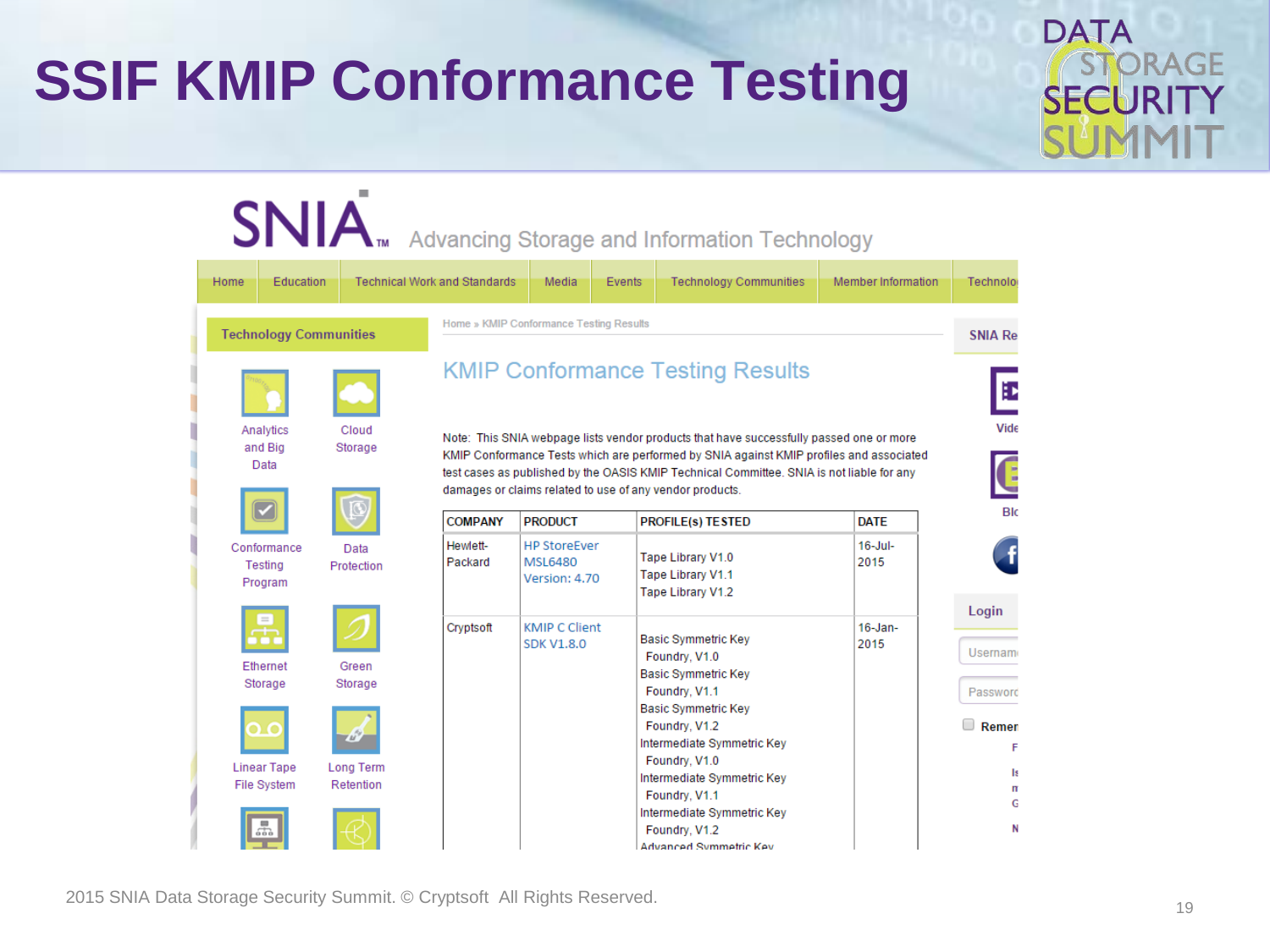# SSIF KMIP Conformance Testing

SNIA Advancing Storage and Information Technology

Home | Education | Technical Work and Standards | Media | Events | Technology Communities | Member Information | Technolo

**Technology Communities**

- Analytics and Big Data
- Cloud Storage
- Conformance Testing Program
- Data Protection
- Ethernet Storage
- Green Storage
- Linear Tape File System
- Long Term Retention

Home » KMIP Conformance Testing Results

## KMIP Conformance Testing Results

Note: This SNIA webpage lists vendor products that have successfully passed one or more KMIP Conformance Tests which are performed by SNIA against KMIP profiles and associated test cases as published by the OASIS KMIP Technical Committee. SNIA is not liable for any damages or claims related to use of any vendor products.

| COMPANY | PRODUCT | PROFILE(s) TESTED | DATE |
|---|---|---|---|
| Hewlett-Packard | HP StoreEver MSL6480 Version: 4.70 | Tape Library V1.0<br>Tape Library V1.1<br>Tape Library V1.2 | 16-Jul-2015 |
| Cryptsoft | KMIP C Client SDK V1.8.0 | Basic Symmetric Key Foundry, V1.0<br>Basic Symmetric Key Foundry, V1.1<br>Basic Symmetric Key Foundry, V1.2<br>Intermediate Symmetric Key Foundry, V1.0<br>Intermediate Symmetric Key Foundry, V1.1<br>Intermediate Symmetric Key Foundry, V1.2<br>Advanced Symmetric Key | 16-Jan-2015 |

SNIA Re

Login

Username

Password

Remem

2015 SNIA Data Storage Security Summit. © Cryptsoft All Rights Reserved.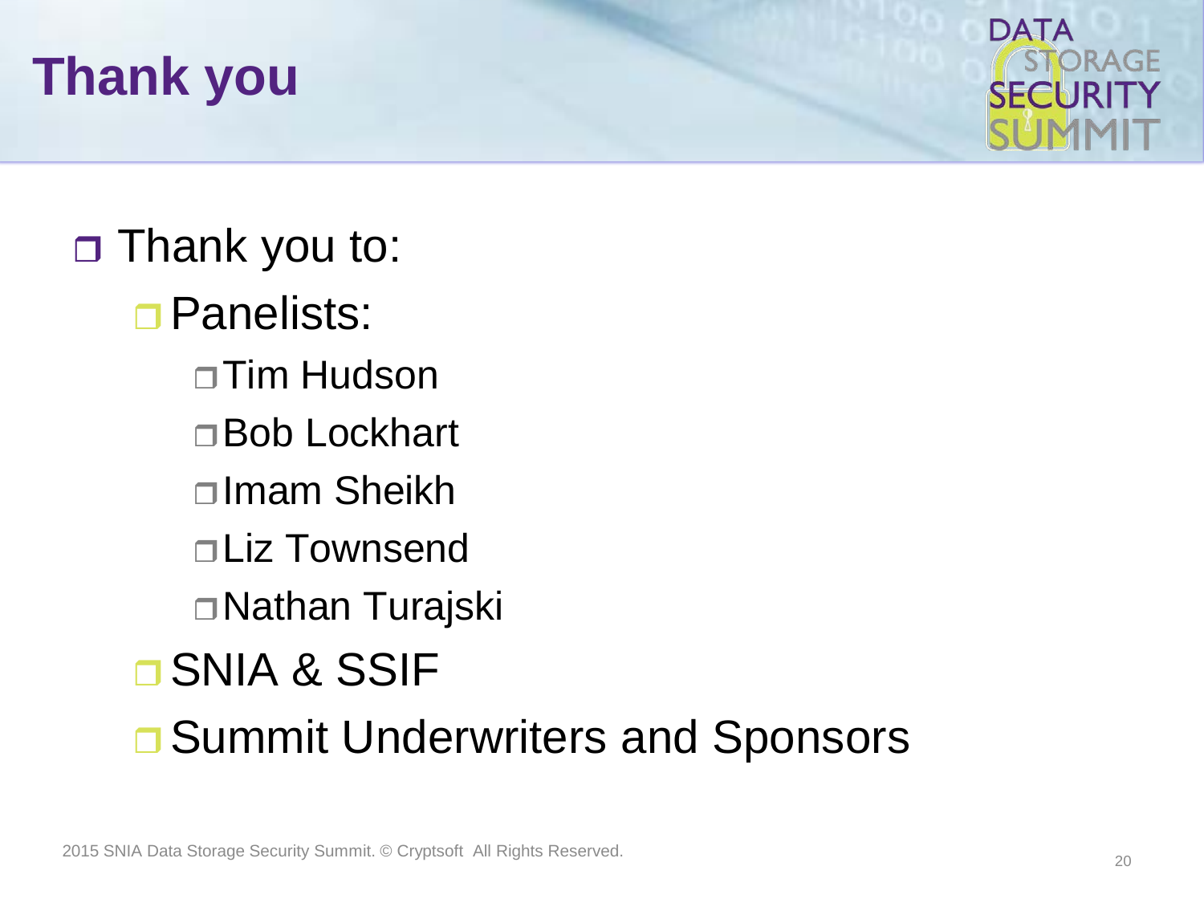# Thank you

- Thank you to:
  - Panelists:
    - Tim Hudson
    - Bob Lockhart
    - Imam Sheikh
    - Liz Townsend
    - Nathan Turajski
  - SNIA & SSIF
  - Summit Underwriters and Sponsors